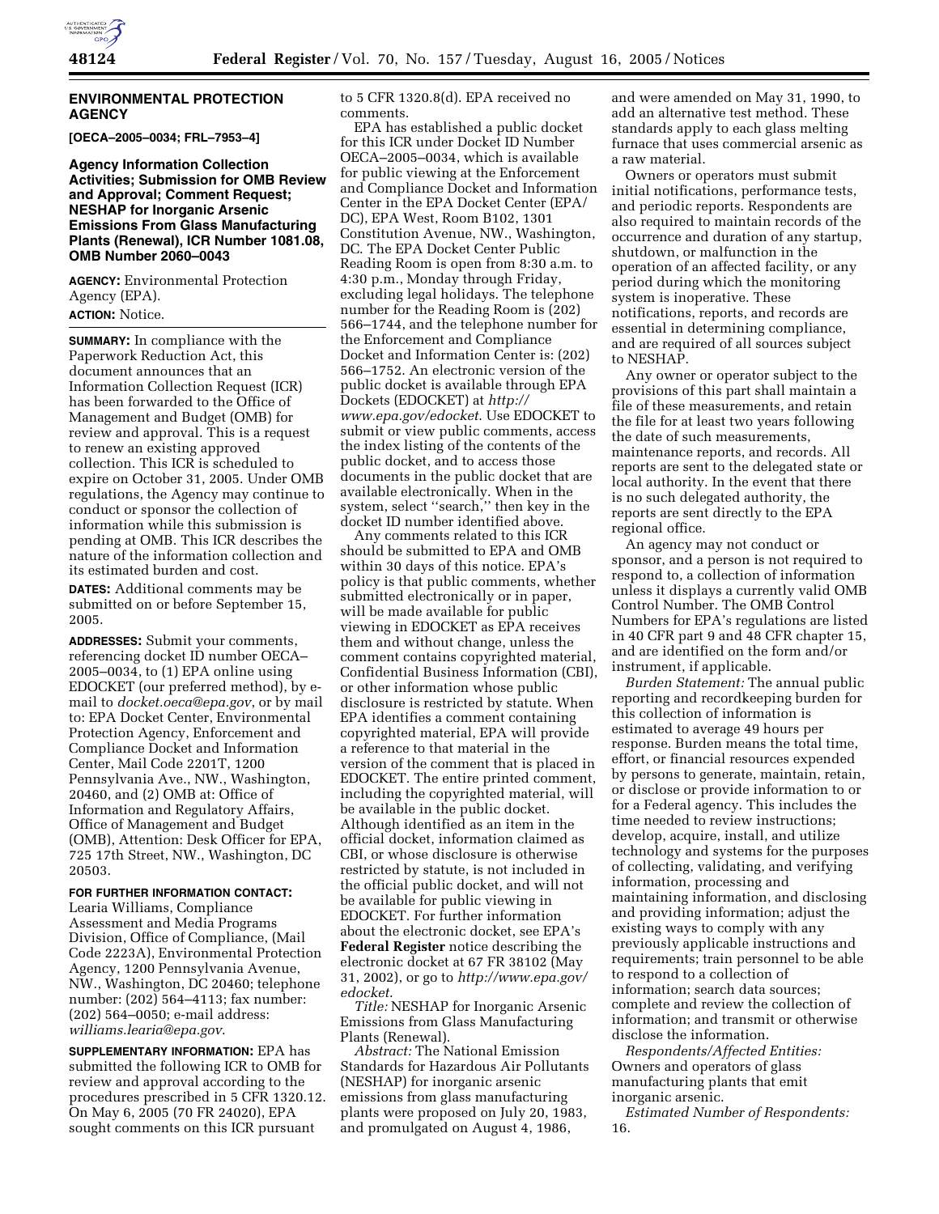## ENVIRONMENTAL PROTECTION AGENCY

**[OECA–2005–0034; FRL–7953–4]**

### Agency Information Collection Activities; Submission for OMB Review and Approval; Comment Request; NESHAP for Inorganic Arsenic Emissions From Glass Manufacturing Plants (Renewal), ICR Number 1081.08, OMB Number 2060–0043

**AGENCY:** Environmental Protection Agency (EPA).

**ACTION:** Notice.

**SUMMARY:** In compliance with the Paperwork Reduction Act, this document announces that an Information Collection Request (ICR) has been forwarded to the Office of Management and Budget (OMB) for review and approval. This is a request to renew an existing approved collection. This ICR is scheduled to expire on October 31, 2005. Under OMB regulations, the Agency may continue to conduct or sponsor the collection of information while this submission is pending at OMB. This ICR describes the nature of the information collection and its estimated burden and cost.

**DATES:** Additional comments may be submitted on or before September 15, 2005.

**ADDRESSES:** Submit your comments, referencing docket ID number OECA–2005–0034, to (1) EPA online using EDOCKET (our preferred method), by e-mail to *docket.oeca@epa.gov*, or by mail to: EPA Docket Center, Environmental Protection Agency, Enforcement and Compliance Docket and Information Center, Mail Code 2201T, 1200 Pennsylvania Ave., NW., Washington, 20460, and (2) OMB at: Office of Information and Regulatory Affairs, Office of Management and Budget (OMB), Attention: Desk Officer for EPA, 725 17th Street, NW., Washington, DC 20503.

**FOR FURTHER INFORMATION CONTACT:** Learia Williams, Compliance Assessment and Media Programs Division, Office of Compliance, (Mail Code 2223A), Environmental Protection Agency, 1200 Pennsylvania Avenue, NW., Washington, DC 20460; telephone number: (202) 564–4113; fax number: (202) 564–0050; e-mail address: *williams.learia@epa.gov*.

**SUPPLEMENTARY INFORMATION:** EPA has submitted the following ICR to OMB for review and approval according to the procedures prescribed in 5 CFR 1320.12. On May 6, 2005 (70 FR 24020), EPA sought comments on this ICR pursuant to 5 CFR 1320.8(d). EPA received no comments.

EPA has established a public docket for this ICR under Docket ID Number OECA–2005–0034, which is available for public viewing at the Enforcement and Compliance Docket and Information Center in the EPA Docket Center (EPA/DC), EPA West, Room B102, 1301 Constitution Avenue, NW., Washington, DC. The EPA Docket Center Public Reading Room is open from 8:30 a.m. to 4:30 p.m., Monday through Friday, excluding legal holidays. The telephone number for the Reading Room is (202) 566–1744, and the telephone number for the Enforcement and Compliance Docket and Information Center is: (202) 566–1752. An electronic version of the public docket is available through EPA Dockets (EDOCKET) at *http://www.epa.gov/edocket*. Use EDOCKET to submit or view public comments, access the index listing of the contents of the public docket, and to access those documents in the public docket that are available electronically. When in the system, select ''search,'' then key in the docket ID number identified above.

Any comments related to this ICR should be submitted to EPA and OMB within 30 days of this notice. EPA's policy is that public comments, whether submitted electronically or in paper, will be made available for public viewing in EDOCKET as EPA receives them and without change, unless the comment contains copyrighted material, Confidential Business Information (CBI), or other information whose public disclosure is restricted by statute. When EPA identifies a comment containing copyrighted material, EPA will provide a reference to that material in the version of the comment that is placed in EDOCKET. The entire printed comment, including the copyrighted material, will be available in the public docket. Although identified as an item in the official docket, information claimed as CBI, or whose disclosure is otherwise restricted by statute, is not included in the official public docket, and will not be available for public viewing in EDOCKET. For further information about the electronic docket, see EPA's **Federal Register** notice describing the electronic docket at 67 FR 38102 (May 31, 2002), or go to *http://www.epa.gov/edocket*.

*Title:* NESHAP for Inorganic Arsenic Emissions from Glass Manufacturing Plants (Renewal).

*Abstract:* The National Emission Standards for Hazardous Air Pollutants (NESHAP) for inorganic arsenic emissions from glass manufacturing plants were proposed on July 20, 1983, and promulgated on August 4, 1986, and were amended on May 31, 1990, to add an alternative test method. These standards apply to each glass melting furnace that uses commercial arsenic as a raw material.

Owners or operators must submit initial notifications, performance tests, and periodic reports. Respondents are also required to maintain records of the occurrence and duration of any startup, shutdown, or malfunction in the operation of an affected facility, or any period during which the monitoring system is inoperative. These notifications, reports, and records are essential in determining compliance, and are required of all sources subject to NESHAP.

Any owner or operator subject to the provisions of this part shall maintain a file of these measurements, and retain the file for at least two years following the date of such measurements, maintenance reports, and records. All reports are sent to the delegated state or local authority. In the event that there is no such delegated authority, the reports are sent directly to the EPA regional office.

An agency may not conduct or sponsor, and a person is not required to respond to, a collection of information unless it displays a currently valid OMB Control Number. The OMB Control Numbers for EPA's regulations are listed in 40 CFR part 9 and 48 CFR chapter 15, and are identified on the form and/or instrument, if applicable.

*Burden Statement:* The annual public reporting and recordkeeping burden for this collection of information is estimated to average 49 hours per response. Burden means the total time, effort, or financial resources expended by persons to generate, maintain, retain, or disclose or provide information to or for a Federal agency. This includes the time needed to review instructions; develop, acquire, install, and utilize technology and systems for the purposes of collecting, validating, and verifying information, processing and maintaining information, and disclosing and providing information; adjust the existing ways to comply with any previously applicable instructions and requirements; train personnel to be able to respond to a collection of information; search data sources; complete and review the collection of information; and transmit or otherwise disclose the information.

*Respondents/Affected Entities:* Owners and operators of glass manufacturing plants that emit inorganic arsenic.

*Estimated Number of Respondents:* 16.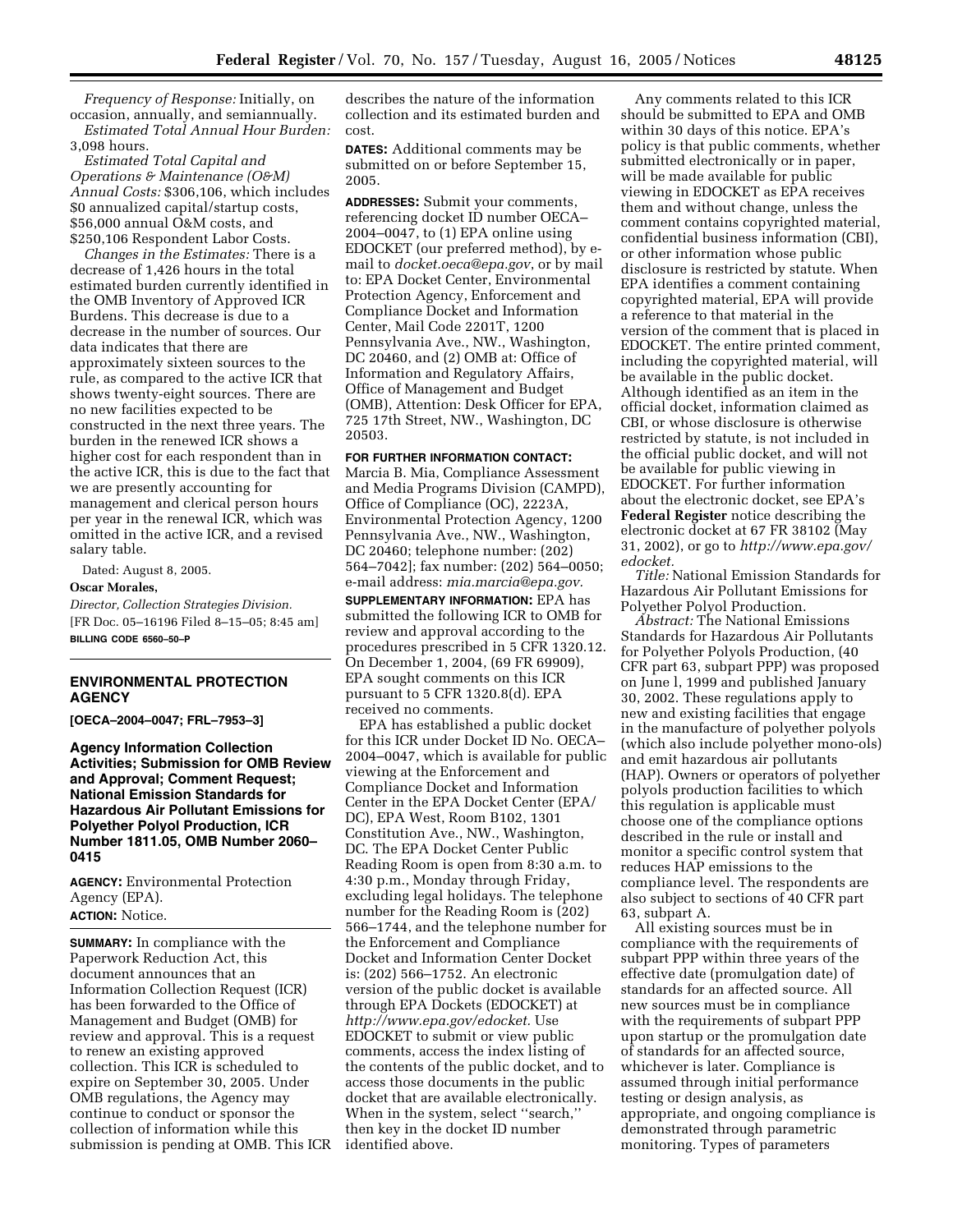*Frequency of Response:* Initially, on occasion, annually, and semiannually.

*Estimated Total Annual Hour Burden:* 3,098 hours.

*Estimated Total Capital and Operations & Maintenance (O&M) Annual Costs:* $306,106, which includes $0 annualized capital/startup costs, $56,000 annual O&M costs, and $250,106 Respondent Labor Costs.

*Changes in the Estimates:* There is a decrease of 1,426 hours in the total estimated burden currently identified in the OMB Inventory of Approved ICR Burdens. This decrease is due to a decrease in the number of sources. Our data indicates that there are approximately sixteen sources to the rule, as compared to the active ICR that shows twenty-eight sources. There are no new facilities expected to be constructed in the next three years. The burden in the renewed ICR shows a higher cost for each respondent than in the active ICR, this is due to the fact that we are presently accounting for management and clerical person hours per year in the renewal ICR, which was omitted in the active ICR, and a revised salary table.

Dated: August 8, 2005.

**Oscar Morales,**

*Director, Collection Strategies Division.*

[FR Doc. 05–16196 Filed 8–15–05; 8:45 am]

**BILLING CODE 6560–50–P**

---

## ENVIRONMENTAL PROTECTION AGENCY

**[OECA–2004–0047; FRL–7953–3]**

## Agency Information Collection Activities; Submission for OMB Review and Approval; Comment Request; National Emission Standards for Hazardous Air Pollutant Emissions for Polyether Polyol Production, ICR Number 1811.05, OMB Number 2060–0415

**AGENCY:** Environmental Protection Agency (EPA).

**ACTION:** Notice.

**SUMMARY:** In compliance with the Paperwork Reduction Act, this document announces that an Information Collection Request (ICR) has been forwarded to the Office of Management and Budget (OMB) for review and approval. This is a request to renew an existing approved collection. This ICR is scheduled to expire on September 30, 2005. Under OMB regulations, the Agency may continue to conduct or sponsor the collection of information while this submission is pending at OMB. This ICR describes the nature of the information collection and its estimated burden and cost.

**DATES:** Additional comments may be submitted on or before September 15, 2005.

**ADDRESSES:** Submit your comments, referencing docket ID number OECA–2004–0047, to (1) EPA online using EDOCKET (our preferred method), by e-mail to *docket.oeca@epa.gov*, or by mail to: EPA Docket Center, Environmental Protection Agency, Enforcement and Compliance Docket and Information Center, Mail Code 2201T, 1200 Pennsylvania Ave., NW., Washington, DC 20460, and (2) OMB at: Office of Information and Regulatory Affairs, Office of Management and Budget (OMB), Attention: Desk Officer for EPA, 725 17th Street, NW., Washington, DC 20503.

**FOR FURTHER INFORMATION CONTACT:** Marcia B. Mia, Compliance Assessment and Media Programs Division (CAMPD), Office of Compliance (OC), 2223A, Environmental Protection Agency, 1200 Pennsylvania Ave., NW., Washington, DC 20460; telephone number: (202) 564–7042]; fax number: (202) 564–0050; e-mail address: *mia.marcia@epa.gov.*

**SUPPLEMENTARY INFORMATION:** EPA has submitted the following ICR to OMB for review and approval according to the procedures prescribed in 5 CFR 1320.12. On December 1, 2004, (69 FR 69909), EPA sought comments on this ICR pursuant to 5 CFR 1320.8(d). EPA received no comments.

EPA has established a public docket for this ICR under Docket ID No. OECA–2004–0047, which is available for public viewing at the Enforcement and Compliance Docket and Information Center in the EPA Docket Center (EPA/DC), EPA West, Room B102, 1301 Constitution Ave., NW., Washington, DC. The EPA Docket Center Public Reading Room is open from 8:30 a.m. to 4:30 p.m., Monday through Friday, excluding legal holidays. The telephone number for the Reading Room is (202) 566–1744, and the telephone number for the Enforcement and Compliance Docket and Information Center Docket is: (202) 566–1752. An electronic version of the public docket is available through EPA Dockets (EDOCKET) at *http://www.epa.gov/edocket.* Use EDOCKET to submit or view public comments, access the index listing of the contents of the public docket, and to access those documents in the public docket that are available electronically. When in the system, select ''search,'' then key in the docket ID number identified above.

Any comments related to this ICR should be submitted to EPA and OMB within 30 days of this notice. EPA's policy is that public comments, whether submitted electronically or in paper, will be made available for public viewing in EDOCKET as EPA receives them and without change, unless the comment contains copyrighted material, confidential business information (CBI), or other information whose public disclosure is restricted by statute. When EPA identifies a comment containing copyrighted material, EPA will provide a reference to that material in the version of the comment that is placed in EDOCKET. The entire printed comment, including the copyrighted material, will be available in the public docket. Although identified as an item in the official docket, information claimed as CBI, or whose disclosure is otherwise restricted by statute, is not included in the official public docket, and will not be available for public viewing in EDOCKET. For further information about the electronic docket, see EPA's **Federal Register** notice describing the electronic docket at 67 FR 38102 (May 31, 2002), or go to *http://www.epa.gov/edocket.*

*Title:* National Emission Standards for Hazardous Air Pollutant Emissions for Polyether Polyol Production.

*Abstract:* The National Emissions Standards for Hazardous Air Pollutants for Polyether Polyols Production, (40 CFR part 63, subpart PPP) was proposed on June l, 1999 and published January 30, 2002. These regulations apply to new and existing facilities that engage in the manufacture of polyether polyols (which also include polyether mono-ols) and emit hazardous air pollutants (HAP). Owners or operators of polyether polyols production facilities to which this regulation is applicable must choose one of the compliance options described in the rule or install and monitor a specific control system that reduces HAP emissions to the compliance level. The respondents are also subject to sections of 40 CFR part 63, subpart A.

All existing sources must be in compliance with the requirements of subpart PPP within three years of the effective date (promulgation date) of standards for an affected source. All new sources must be in compliance with the requirements of subpart PPP upon startup or the promulgation date of standards for an affected source, whichever is later. Compliance is assumed through initial performance testing or design analysis, as appropriate, and ongoing compliance is demonstrated through parametric monitoring. Types of parameters